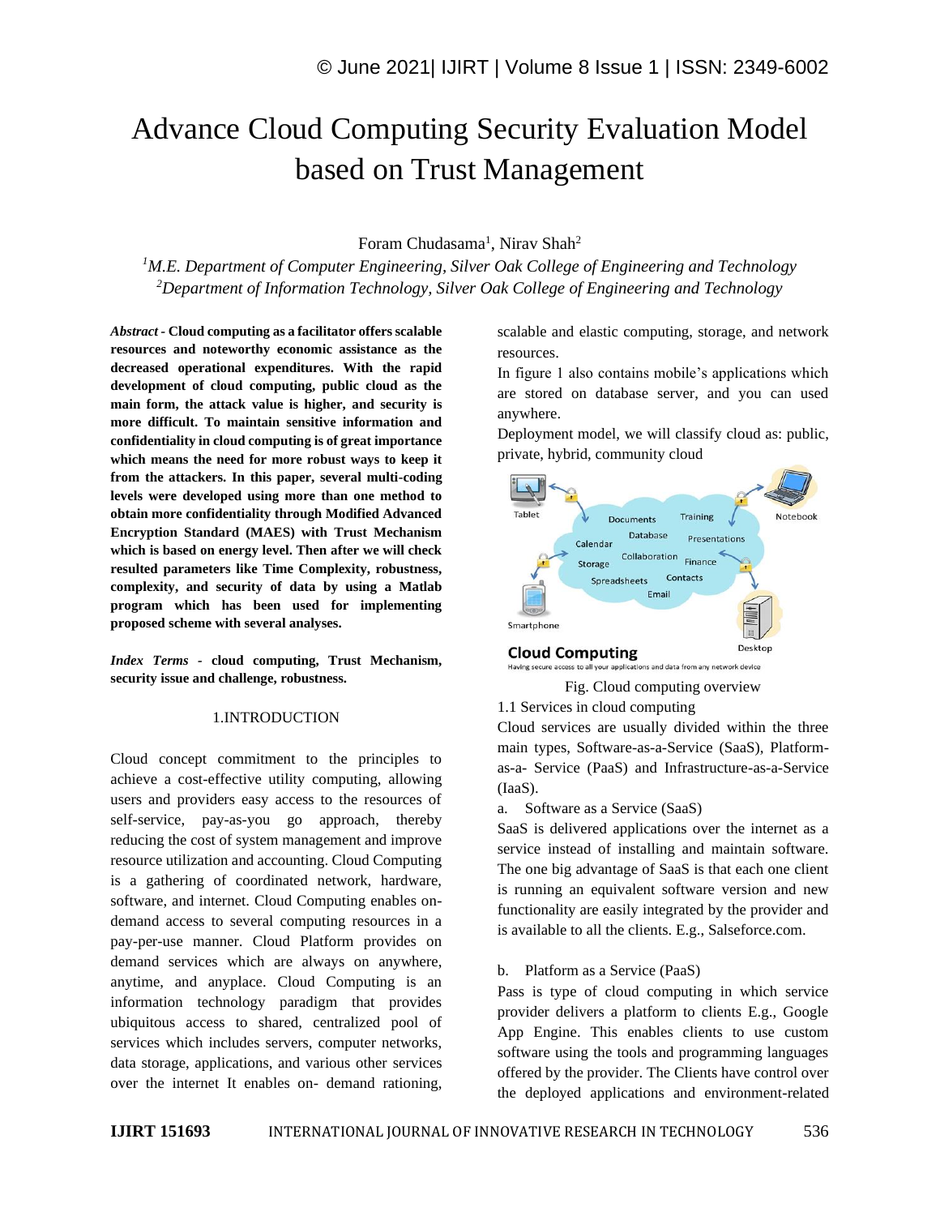# Advance Cloud Computing Security Evaluation Model based on Trust Management

Foram Chudasama[1], Nirav Shah[2]

[1]*M.E. Department of Computer Engineering, Silver Oak College of Engineering and Technology*
[2]*Department of Information Technology, Silver Oak College of Engineering and Technology*

***Abstract* - Cloud computing as a facilitator offers scalable resources and noteworthy economic assistance as the decreased operational expenditures. With the rapid development of cloud computing, public cloud as the main form, the attack value is higher, and security is more difficult. To maintain sensitive information and confidentiality in cloud computing is of great importance which means the need for more robust ways to keep it from the attackers. In this paper, several multi-coding levels were developed using more than one method to obtain more confidentiality through Modified Advanced Encryption Standard (MAES) with Trust Mechanism which is based on energy level. Then after we will check resulted parameters like Time Complexity, robustness, complexity, and security of data by using a Matlab program which has been used for implementing proposed scheme with several analyses.**

***Index Terms* - cloud computing, Trust Mechanism, security issue and challenge, robustness.**

## 1.INTRODUCTION

Cloud concept commitment to the principles to achieve a cost-effective utility computing, allowing users and providers easy access to the resources of self-service, pay-as-you go approach, thereby reducing the cost of system management and improve resource utilization and accounting. Cloud Computing is a gathering of coordinated network, hardware, software, and internet. Cloud Computing enables on-demand access to several computing resources in a pay-per-use manner. Cloud Platform provides on demand services which are always on anywhere, anytime, and anyplace. Cloud Computing is an information technology paradigm that provides ubiquitous access to shared, centralized pool of services which includes servers, computer networks, data storage, applications, and various other services over the internet It enables on- demand rationing, scalable and elastic computing, storage, and network resources.

In figure 1 also contains mobile's applications which are stored on database server, and you can used anywhere.

Deployment model, we will classify cloud as: public, private, hybrid, community cloud

Fig. Cloud computing overview

### 1.1 Services in cloud computing

Cloud services are usually divided within the three main types, Software-as-a-Service (SaaS), Platform-as-a- Service (PaaS) and Infrastructure-as-a-Service (IaaS).

a. Software as a Service (SaaS)

SaaS is delivered applications over the internet as a service instead of installing and maintain software. The one big advantage of SaaS is that each one client is running an equivalent software version and new functionality are easily integrated by the provider and is available to all the clients. E.g., Salseforce.com.

b. Platform as a Service (PaaS)

Pass is type of cloud computing in which service provider delivers a platform to clients E.g., Google App Engine. This enables clients to use custom software using the tools and programming languages offered by the provider. The Clients have control over the deployed applications and environment-related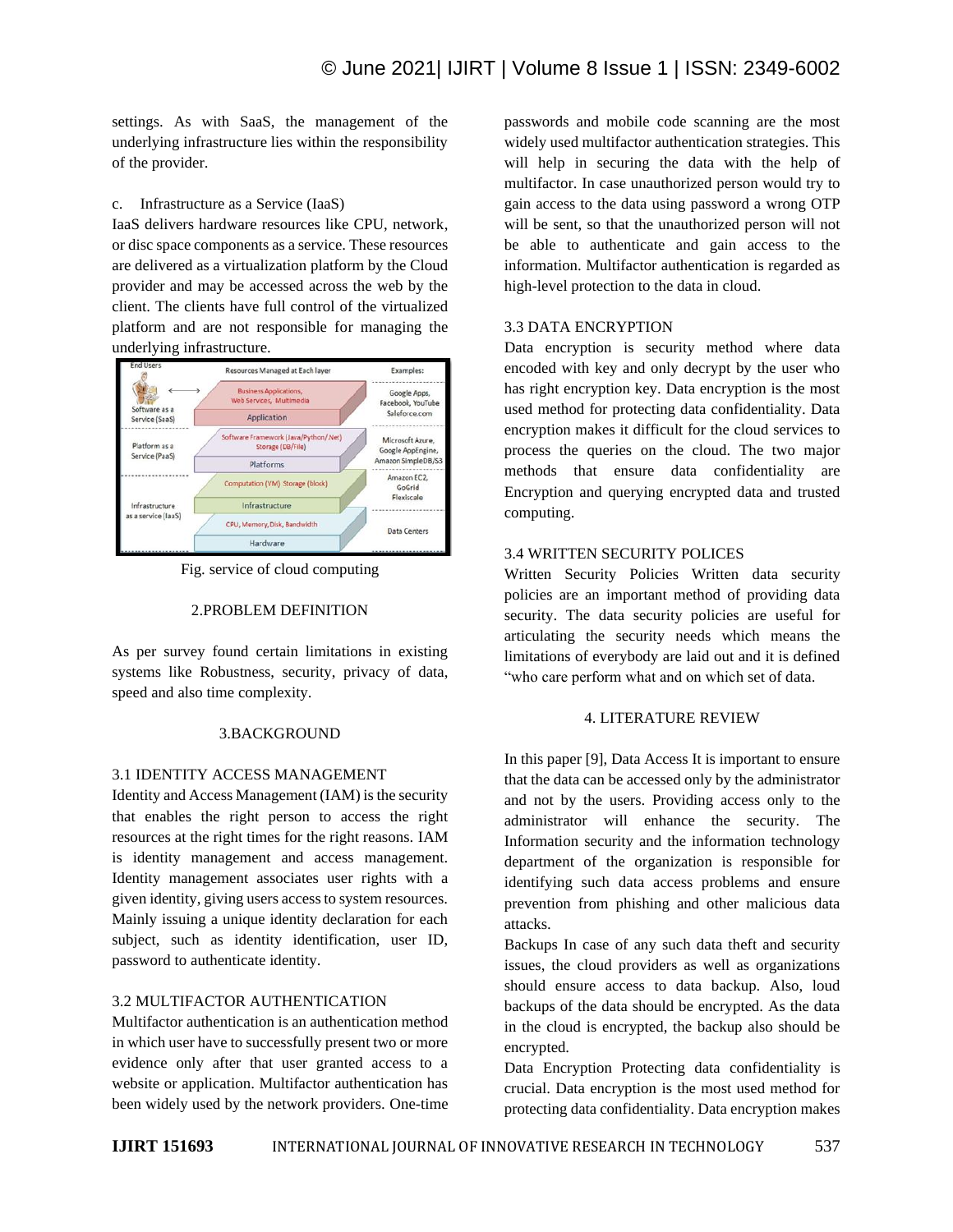settings. As with SaaS, the management of the underlying infrastructure lies within the responsibility of the provider.

c. Infrastructure as a Service (IaaS)

IaaS delivers hardware resources like CPU, network, or disc space components as a service. These resources are delivered as a virtualization platform by the Cloud provider and may be accessed across the web by the client. The clients have full control of the virtualized platform and are not responsible for managing the underlying infrastructure.

Fig. service of cloud computing

## 2.PROBLEM DEFINITION

As per survey found certain limitations in existing systems like Robustness, security, privacy of data, speed and also time complexity.

## 3.BACKGROUND

### 3.1 IDENTITY ACCESS MANAGEMENT

Identity and Access Management (IAM) is the security that enables the right person to access the right resources at the right times for the right reasons. IAM is identity management and access management. Identity management associates user rights with a given identity, giving users access to system resources. Mainly issuing a unique identity declaration for each subject, such as identity identification, user ID, password to authenticate identity.

### 3.2 MULTIFACTOR AUTHENTICATION

Multifactor authentication is an authentication method in which user have to successfully present two or more evidence only after that user granted access to a website or application. Multifactor authentication has been widely used by the network providers. One-time passwords and mobile code scanning are the most widely used multifactor authentication strategies. This will help in securing the data with the help of multifactor. In case unauthorized person would try to gain access to the data using password a wrong OTP will be sent, so that the unauthorized person will not be able to authenticate and gain access to the information. Multifactor authentication is regarded as high-level protection to the data in cloud.

### 3.3 DATA ENCRYPTION

Data encryption is security method where data encoded with key and only decrypt by the user who has right encryption key. Data encryption is the most used method for protecting data confidentiality. Data encryption makes it difficult for the cloud services to process the queries on the cloud. The two major methods that ensure data confidentiality are Encryption and querying encrypted data and trusted computing.

### 3.4 WRITTEN SECURITY POLICES

Written Security Policies Written data security policies are an important method of providing data security. The data security policies are useful for articulating the security needs which means the limitations of everybody are laid out and it is defined "who care perform what and on which set of data.

## 4. LITERATURE REVIEW

In this paper [9], Data Access It is important to ensure that the data can be accessed only by the administrator and not by the users. Providing access only to the administrator will enhance the security. The Information security and the information technology department of the organization is responsible for identifying such data access problems and ensure prevention from phishing and other malicious data attacks.

Backups In case of any such data theft and security issues, the cloud providers as well as organizations should ensure access to data backup. Also, loud backups of the data should be encrypted. As the data in the cloud is encrypted, the backup also should be encrypted.

Data Encryption Protecting data confidentiality is crucial. Data encryption is the most used method for protecting data confidentiality. Data encryption makes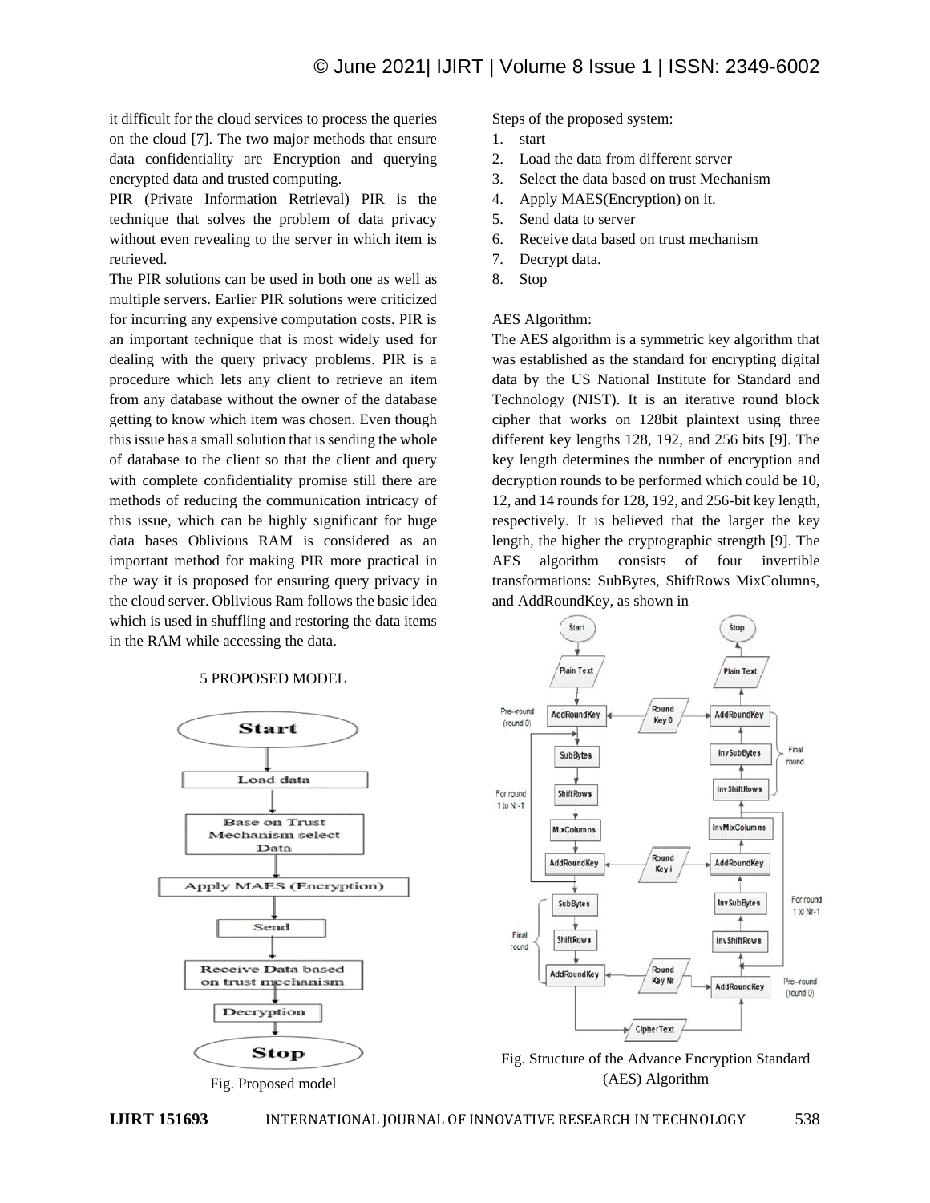it difficult for the cloud services to process the queries on the cloud [7]. The two major methods that ensure data confidentiality are Encryption and querying encrypted data and trusted computing.

PIR (Private Information Retrieval) PIR is the technique that solves the problem of data privacy without even revealing to the server in which item is retrieved.

The PIR solutions can be used in both one as well as multiple servers. Earlier PIR solutions were criticized for incurring any expensive computation costs. PIR is an important technique that is most widely used for dealing with the query privacy problems. PIR is a procedure which lets any client to retrieve an item from any database without the owner of the database getting to know which item was chosen. Even though this issue has a small solution that is sending the whole of database to the client so that the client and query with complete confidentiality promise still there are methods of reducing the communication intricacy of this issue, which can be highly significant for huge data bases Oblivious RAM is considered as an important method for making PIR more practical in the way it is proposed for ensuring query privacy in the cloud server. Oblivious Ram follows the basic idea which is used in shuffling and restoring the data items in the RAM while accessing the data.

## 5 PROPOSED MODEL

Fig. Proposed model

Steps of the proposed system:

1. start
2. Load the data from different server
3. Select the data based on trust Mechanism
4. Apply MAES(Encryption) on it.
5. Send data to server
6. Receive data based on trust mechanism
7. Decrypt data.
8. Stop

AES Algorithm:

The AES algorithm is a symmetric key algorithm that was established as the standard for encrypting digital data by the US National Institute for Standard and Technology (NIST). It is an iterative round block cipher that works on 128bit plaintext using three different key lengths 128, 192, and 256 bits [9]. The key length determines the number of encryption and decryption rounds to be performed which could be 10, 12, and 14 rounds for 128, 192, and 256-bit key length, respectively. It is believed that the larger the key length, the higher the cryptographic strength [9]. The AES algorithm consists of four invertible transformations: SubBytes, ShiftRows MixColumns, and AddRoundKey, as shown in

Fig. Structure of the Advance Encryption Standard (AES) Algorithm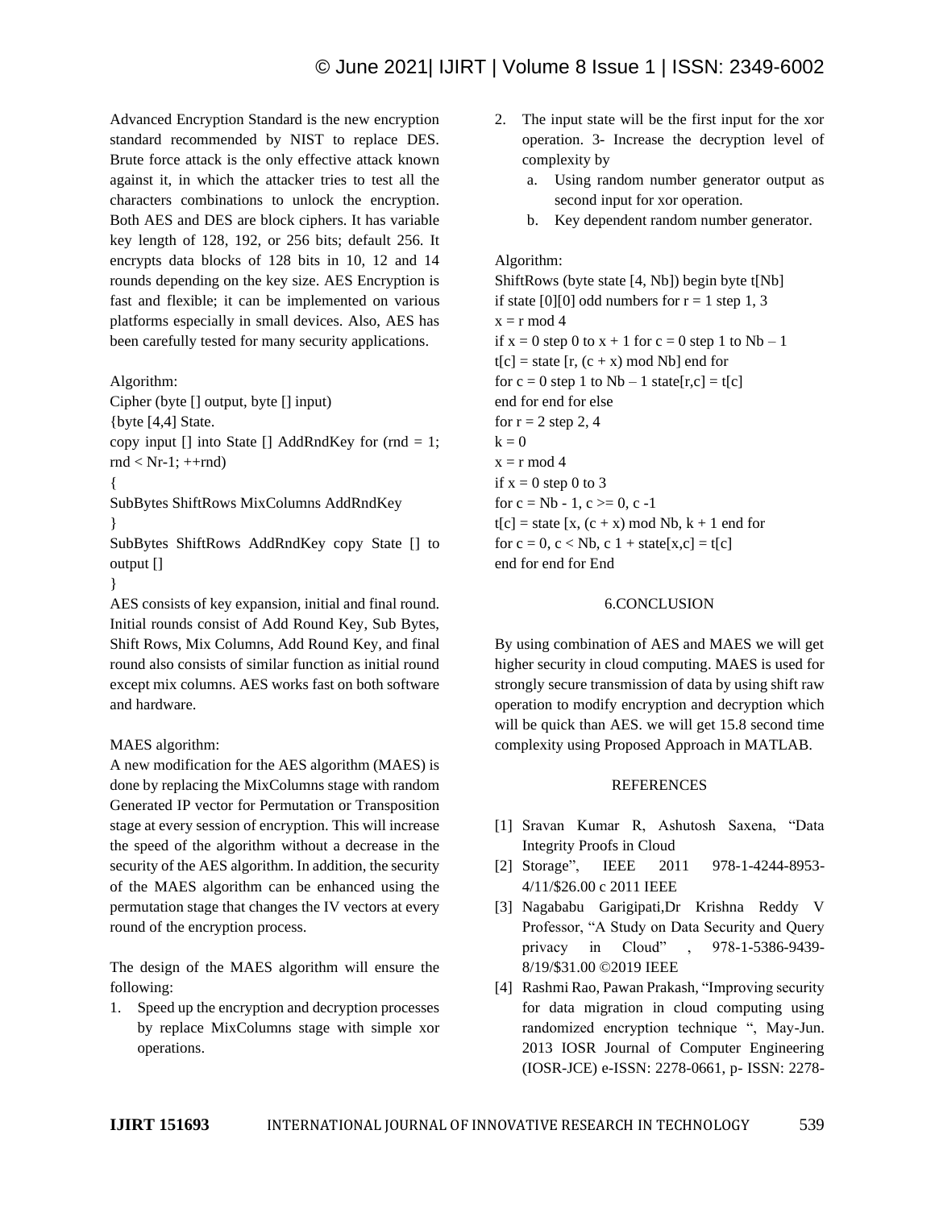Advanced Encryption Standard is the new encryption standard recommended by NIST to replace DES. Brute force attack is the only effective attack known against it, in which the attacker tries to test all the characters combinations to unlock the encryption. Both AES and DES are block ciphers. It has variable key length of 128, 192, or 256 bits; default 256. It encrypts data blocks of 128 bits in 10, 12 and 14 rounds depending on the key size. AES Encryption is fast and flexible; it can be implemented on various platforms especially in small devices. Also, AES has been carefully tested for many security applications.

Algorithm:

```
Cipher (byte [] output, byte [] input)
{byte [4,4] State.
copy input [] into State [] AddRndKey for (rnd = 1;
rnd < Nr-1; ++rnd)
{
SubBytes ShiftRows MixColumns AddRndKey
}
SubBytes ShiftRows AddRndKey copy State [] to
output []
}
```

AES consists of key expansion, initial and final round. Initial rounds consist of Add Round Key, Sub Bytes, Shift Rows, Mix Columns, Add Round Key, and final round also consists of similar function as initial round except mix columns. AES works fast on both software and hardware.

MAES algorithm:

A new modification for the AES algorithm (MAES) is done by replacing the MixColumns stage with random Generated IP vector for Permutation or Transposition stage at every session of encryption. This will increase the speed of the algorithm without a decrease in the security of the AES algorithm. In addition, the security of the MAES algorithm can be enhanced using the permutation stage that changes the IV vectors at every round of the encryption process.

The design of the MAES algorithm will ensure the following:

1. Speed up the encryption and decryption processes by replace MixColumns stage with simple xor operations.
2. The input state will be the first input for the xor operation. 3- Increase the decryption level of complexity by
   a. Using random number generator output as second input for xor operation.
   b. Key dependent random number generator.

Algorithm:

```
ShiftRows (byte state [4, Nb]) begin byte t[Nb]
if state [0][0] odd numbers for r = 1 step 1, 3
x = r mod 4
if x = 0 step 0 to x + 1 for c = 0 step 1 to Nb – 1
t[c] = state [r, (c + x) mod Nb] end for
for c = 0 step 1 to Nb – 1 state[r,c] = t[c]
end for end for else
for r = 2 step 2, 4
k = 0
x = r mod 4
if x = 0 step 0 to 3
for c = Nb - 1, c >= 0, c -1
t[c] = state [x, (c + x) mod Nb, k + 1 end for
for c = 0, c < Nb, c 1 + state[x,c] = t[c]
end for end for End
```

## 6.CONCLUSION

By using combination of AES and MAES we will get higher security in cloud computing. MAES is used for strongly secure transmission of data by using shift raw operation to modify encryption and decryption which will be quick than AES. we will get 15.8 second time complexity using Proposed Approach in MATLAB.

## REFERENCES

[1] Sravan Kumar R, Ashutosh Saxena, "Data Integrity Proofs in Cloud

[2] Storage", IEEE 2011 978-1-4244-8953-4/11/$26.00 c 2011 IEEE

[3] Nagababu Garigipati,Dr Krishna Reddy V Professor, "A Study on Data Security and Query privacy in Cloud" , 978-1-5386-9439-8/19/$31.00 ©2019 IEEE

[4] Rashmi Rao, Pawan Prakash, "Improving security for data migration in cloud computing using randomized encryption technique ", May-Jun. 2013 IOSR Journal of Computer Engineering (IOSR-JCE) e-ISSN: 2278-0661, p- ISSN: 2278-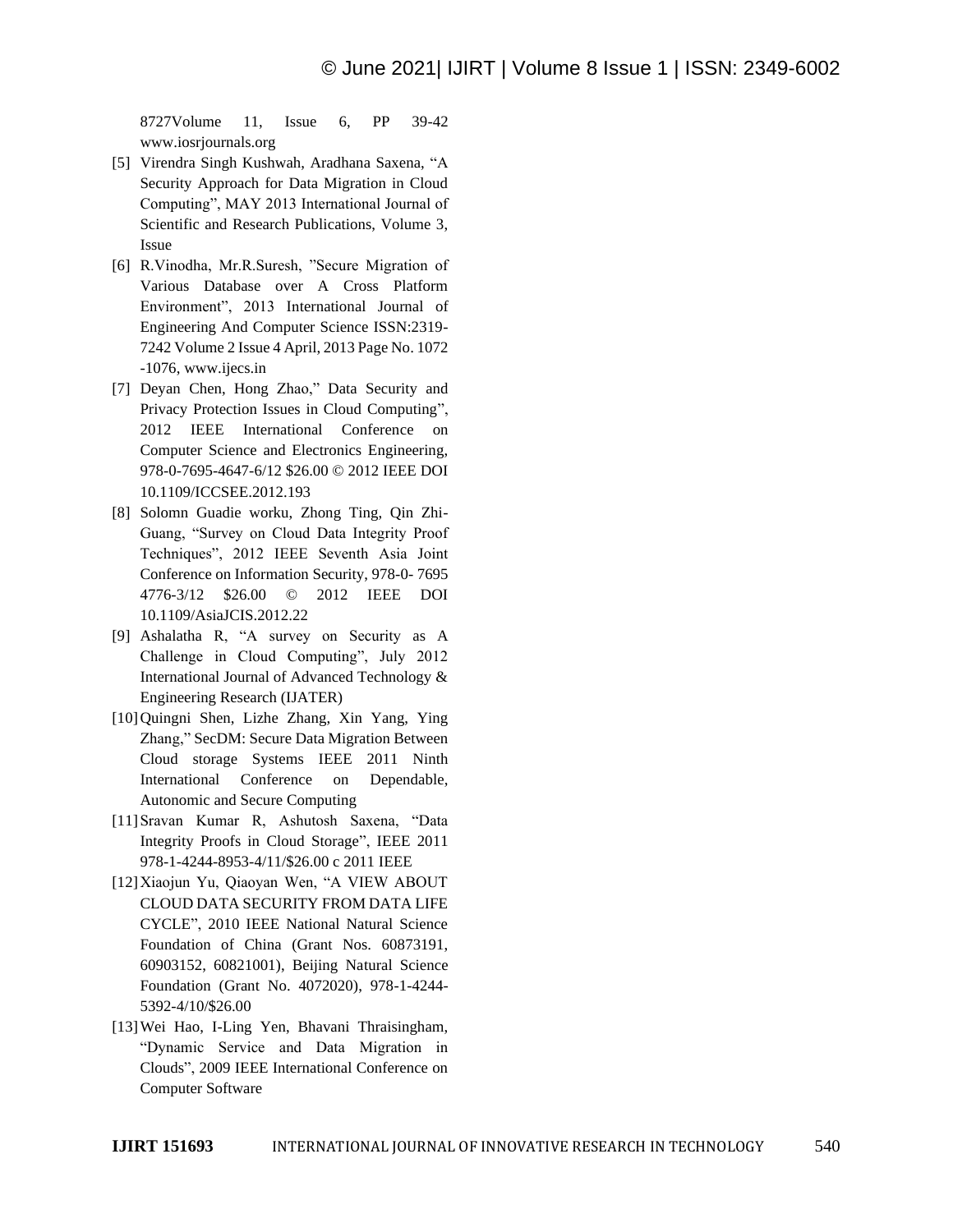8727Volume 11, Issue 6, PP 39-42 www.iosrjournals.org

[5] Virendra Singh Kushwah, Aradhana Saxena, "A Security Approach for Data Migration in Cloud Computing", MAY 2013 International Journal of Scientific and Research Publications, Volume 3, Issue

[6] R.Vinodha, Mr.R.Suresh, "Secure Migration of Various Database over A Cross Platform Environment", 2013 International Journal of Engineering And Computer Science ISSN:2319-7242 Volume 2 Issue 4 April, 2013 Page No. 1072 -1076, www.ijecs.in

[7] Deyan Chen, Hong Zhao," Data Security and Privacy Protection Issues in Cloud Computing", 2012 IEEE International Conference on Computer Science and Electronics Engineering, 978-0-7695-4647-6/12 $26.00 © 2012 IEEE DOI 10.1109/ICCSEE.2012.193

[8] Solomn Guadie worku, Zhong Ting, Qin Zhi-Guang, "Survey on Cloud Data Integrity Proof Techniques", 2012 IEEE Seventh Asia Joint Conference on Information Security, 978-0- 7695 4776-3/12 $26.00 © 2012 IEEE DOI 10.1109/AsiaJCIS.2012.22

[9] Ashalatha R, "A survey on Security as A Challenge in Cloud Computing", July 2012 International Journal of Advanced Technology & Engineering Research (IJATER)

[10] Quingni Shen, Lizhe Zhang, Xin Yang, Ying Zhang," SecDM: Secure Data Migration Between Cloud storage Systems IEEE 2011 Ninth International Conference on Dependable, Autonomic and Secure Computing

[11] Sravan Kumar R, Ashutosh Saxena, "Data Integrity Proofs in Cloud Storage", IEEE 2011 978-1-4244-8953-4/11/$26.00 c 2011 IEEE

[12] Xiaojun Yu, Qiaoyan Wen, "A VIEW ABOUT CLOUD DATA SECURITY FROM DATA LIFE CYCLE", 2010 IEEE National Natural Science Foundation of China (Grant Nos. 60873191, 60903152, 60821001), Beijing Natural Science Foundation (Grant No. 4072020), 978-1-4244-5392-4/10/$26.00

[13] Wei Hao, I-Ling Yen, Bhavani Thraisingham, "Dynamic Service and Data Migration in Clouds", 2009 IEEE International Conference on Computer Software